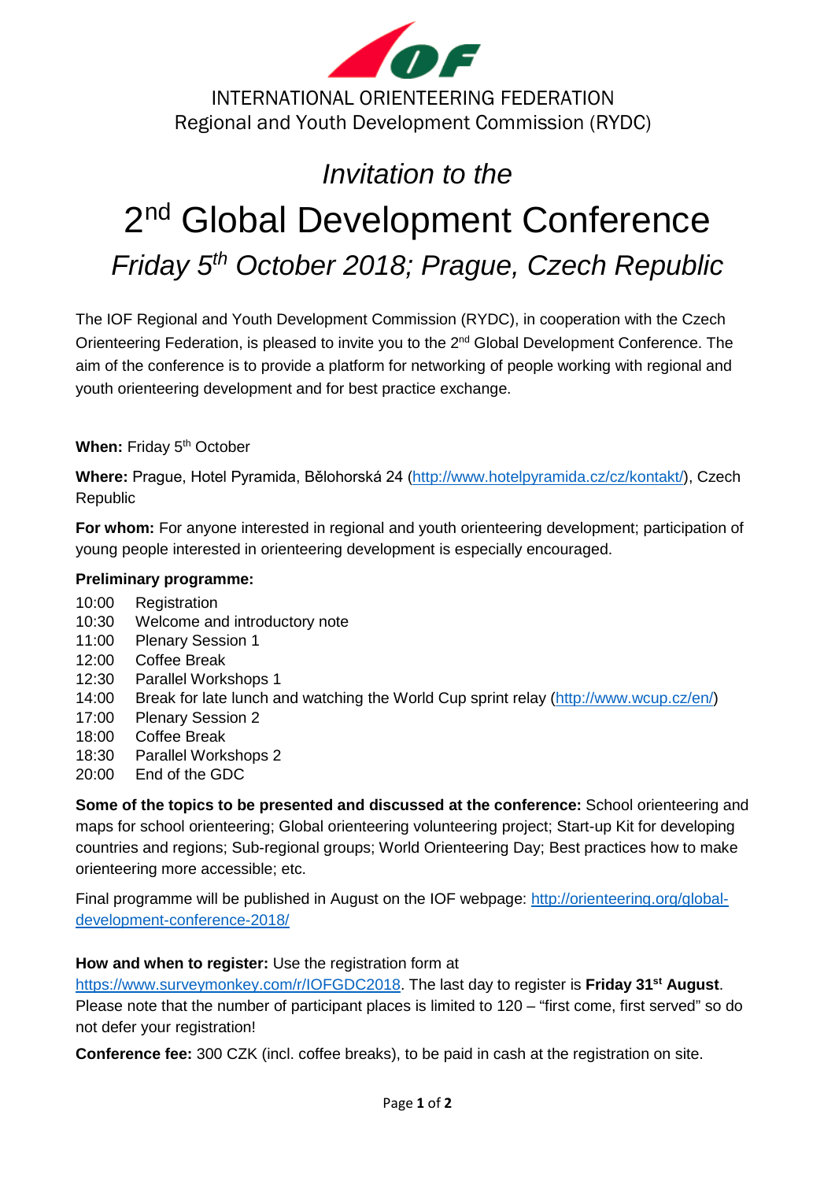INTERNATIONAL ORIENTEERING FEDERATION

Regional and Youth Development Commission (RYDC)

*Invitation to the*

# 2nd Global Development Conference

*Friday 5th October 2018; Prague, Czech Republic*

The IOF Regional and Youth Development Commission (RYDC), in cooperation with the Czech Orienteering Federation, is pleased to invite you to the 2nd Global Development Conference. The aim of the conference is to provide a platform for networking of people working with regional and youth orienteering development and for best practice exchange.

**When:** Friday 5th October

**Where:** Prague, Hotel Pyramida, Bělohorská 24 (http://www.hotelpyramida.cz/cz/kontakt/), Czech Republic

**For whom:** For anyone interested in regional and youth orienteering development; participation of young people interested in orienteering development is especially encouraged.

**Preliminary programme:**

- 10:00 Registration
- 10:30 Welcome and introductory note
- 11:00 Plenary Session 1
- 12:00 Coffee Break
- 12:30 Parallel Workshops 1
- 14:00 Break for late lunch and watching the World Cup sprint relay (http://www.wcup.cz/en/)
- 17:00 Plenary Session 2
- 18:00 Coffee Break
- 18:30 Parallel Workshops 2
- 20:00 End of the GDC

**Some of the topics to be presented and discussed at the conference:** School orienteering and maps for school orienteering; Global orienteering volunteering project; Start-up Kit for developing countries and regions; Sub-regional groups; World Orienteering Day; Best practices how to make orienteering more accessible; etc.

Final programme will be published in August on the IOF webpage: http://orienteering.org/global-development-conference-2018/

**How and when to register:** Use the registration form at https://www.surveymonkey.com/r/IOFGDC2018. The last day to register is **Friday 31st August**. Please note that the number of participant places is limited to 120 – "first come, first served" so do not defer your registration!

**Conference fee:** 300 CZK (incl. coffee breaks), to be paid in cash at the registration on site.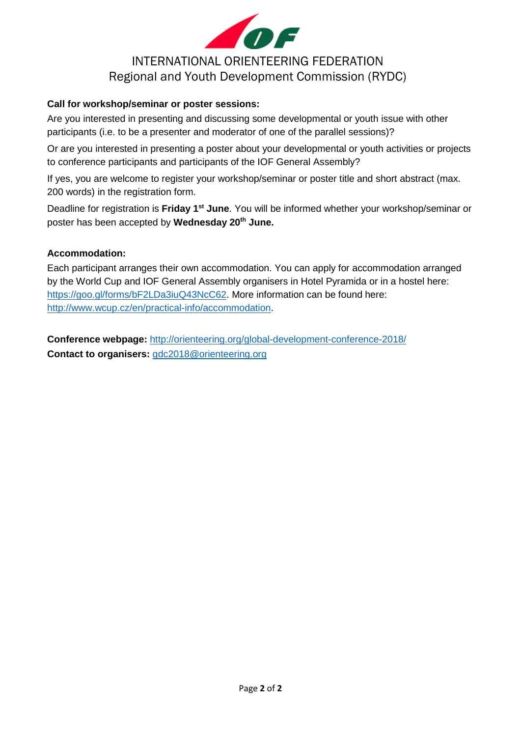# INTERNATIONAL ORIENTEERING FEDERATION
## Regional and Youth Development Commission (RYDC)

**Call for workshop/seminar or poster sessions:**

Are you interested in presenting and discussing some developmental or youth issue with other participants (i.e. to be a presenter and moderator of one of the parallel sessions)?

Or are you interested in presenting a poster about your developmental or youth activities or projects to conference participants and participants of the IOF General Assembly?

If yes, you are welcome to register your workshop/seminar or poster title and short abstract (max. 200 words) in the registration form.

Deadline for registration is **Friday 1st June**. You will be informed whether your workshop/seminar or poster has been accepted by **Wednesday 20th June.**

**Accommodation:**

Each participant arranges their own accommodation. You can apply for accommodation arranged by the World Cup and IOF General Assembly organisers in Hotel Pyramida or in a hostel here: https://goo.gl/forms/bF2LDa3iuQ43NcC62. More information can be found here: http://www.wcup.cz/en/practical-info/accommodation.

**Conference webpage:** http://orienteering.org/global-development-conference-2018/
**Contact to organisers:** gdc2018@orienteering.org